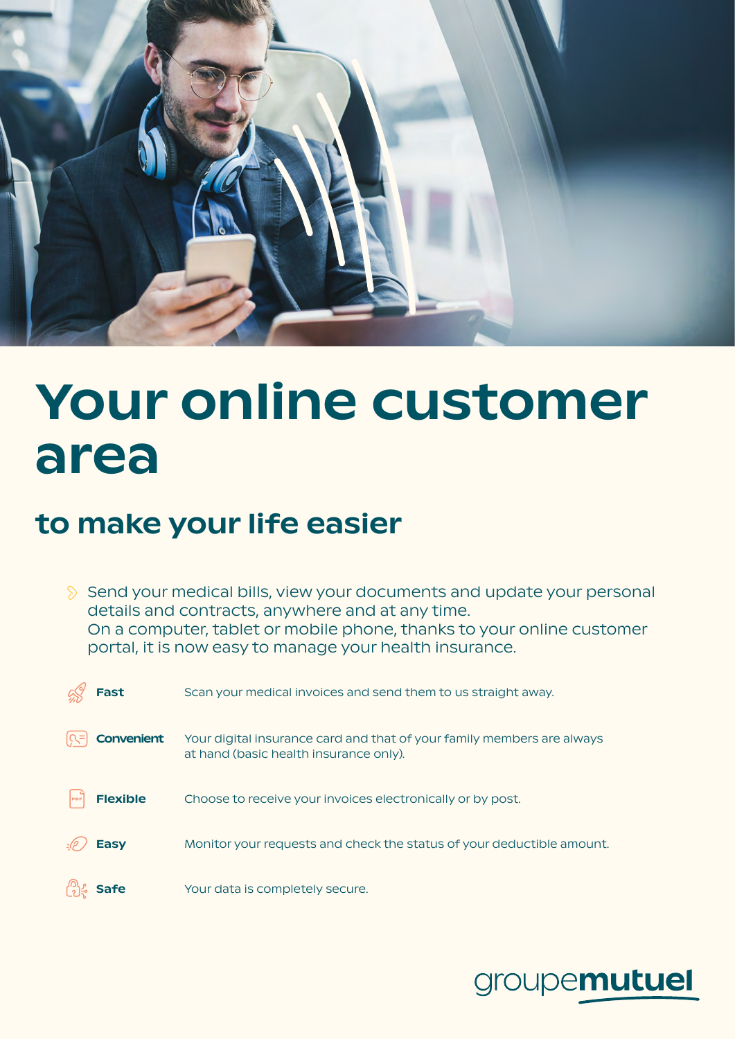# Your online customer area

## to make your life easier

- Send your medical bills, view your documents and update your personal details and contracts, anywhere and at any time.
  On a computer, tablet or mobile phone, thanks to your online customer portal, it is now easy to manage your health insurance.

| | |
|---|---|
| **Fast** | Scan your medical invoices and send them to us straight away. |
| **Convenient** | Your digital insurance card and that of your family members are always at hand (basic health insurance only). |
| **Flexible** | Choose to receive your invoices electronically or by post. |
| **Easy** | Monitor your requests and check the status of your deductible amount. |
| **Safe** | Your data is completely secure. |

groupemutuel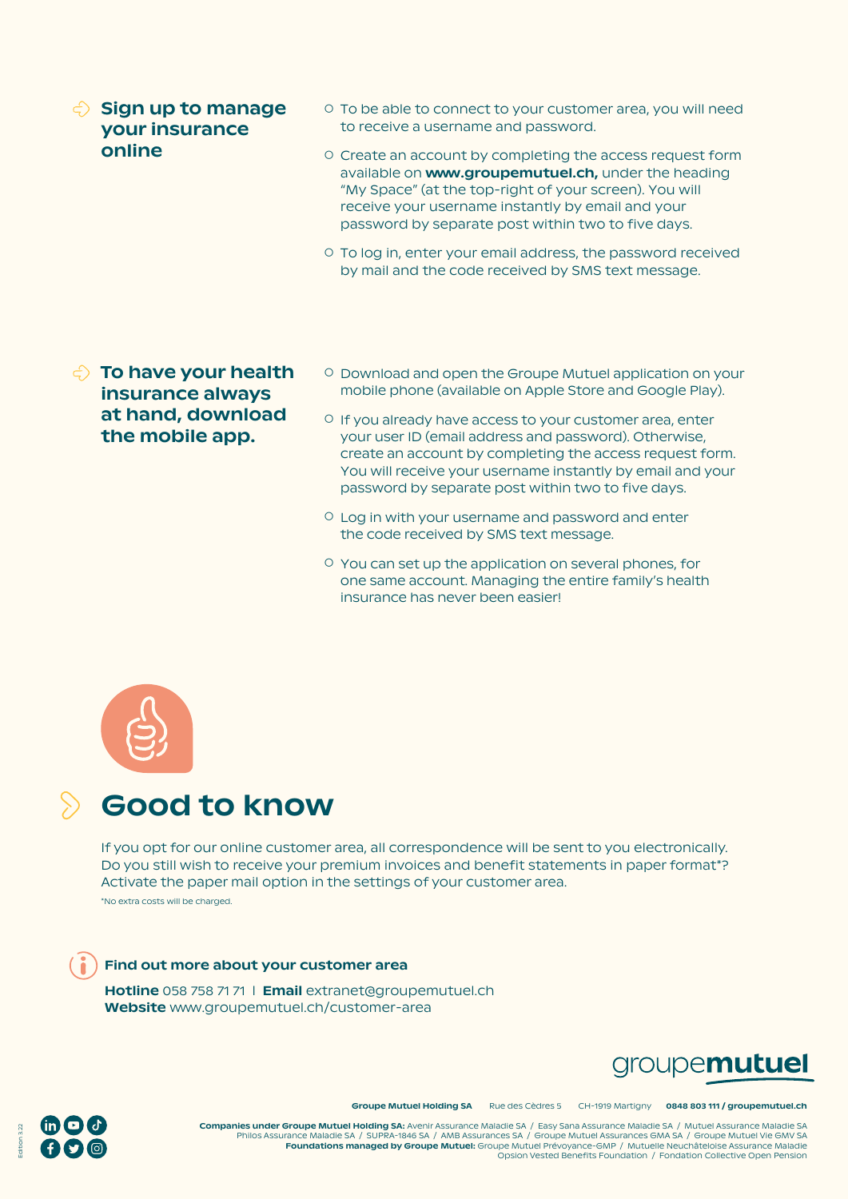## Sign up to manage your insurance online

- To be able to connect to your customer area, you will need to receive a username and password.
- Create an account by completing the access request form available on **www.groupemutuel.ch,** under the heading "My Space" (at the top-right of your screen). You will receive your username instantly by email and your password by separate post within two to five days.
- To log in, enter your email address, the password received by mail and the code received by SMS text message.

## To have your health insurance always at hand, download the mobile app.

- Download and open the Groupe Mutuel application on your mobile phone (available on Apple Store and Google Play).
- If you already have access to your customer area, enter your user ID (email address and password). Otherwise, create an account by completing the access request form. You will receive your username instantly by email and your password by separate post within two to five days.
- Log in with your username and password and enter the code received by SMS text message.
- You can set up the application on several phones, for one same account. Managing the entire family's health insurance has never been easier!

# Good to know

If you opt for our online customer area, all correspondence will be sent to you electronically. Do you still wish to receive your premium invoices and benefit statements in paper format*? Activate the paper mail option in the settings of your customer area.

*No extra costs will be charged.

### Find out more about your customer area

**Hotline** 058 758 71 71 | **Email** extranet@groupemutuel.ch
**Website** www.groupemutuel.ch/customer-area

groupe**mutuel**

**Groupe Mutuel Holding SA** Rue des Cèdres 5 CH-1919 Martigny **0848 803 111 / groupemutuel.ch**

**Companies under Groupe Mutuel Holding SA:** Avenir Assurance Maladie SA / Easy Sana Assurance Maladie SA / Mutuel Assurance Maladie SA
Philos Assurance Maladie SA / SUPRA-1846 SA / AMB Assurances SA / Groupe Mutuel Assurances GMA SA / Groupe Mutuel Vie GMV SA
**Foundations managed by Groupe Mutuel:** Groupe Mutuel Prévoyance-GMP / Mutuelle Neuchâteloise Assurance Maladie
Opsion Vested Benefits Foundation / Fondation Collective Open Pension

Edition 3.22